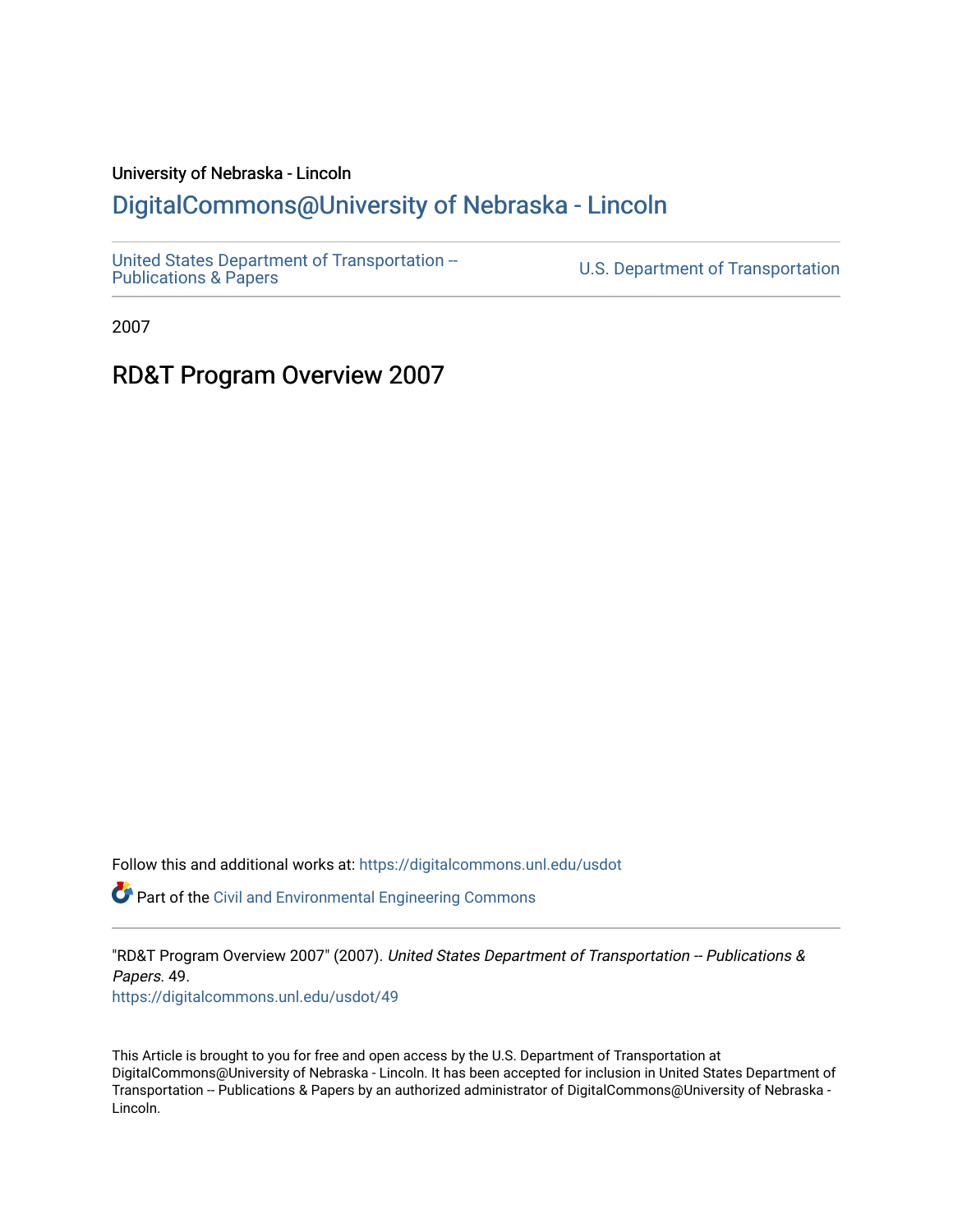University of Nebraska - Lincoln

# DigitalCommons@University of Nebraska - Lincoln

United States Department of Transportation -- Publications & Papers

U.S. Department of Transportation

2007

## RD&T Program Overview 2007

Follow this and additional works at: https://digitalcommons.unl.edu/usdot

Part of the Civil and Environmental Engineering Commons

"RD&T Program Overview 2007" (2007). *United States Department of Transportation -- Publications & Papers*. 49.
https://digitalcommons.unl.edu/usdot/49

This Article is brought to you for free and open access by the U.S. Department of Transportation at DigitalCommons@University of Nebraska - Lincoln. It has been accepted for inclusion in United States Department of Transportation -- Publications & Papers by an authorized administrator of DigitalCommons@University of Nebraska - Lincoln.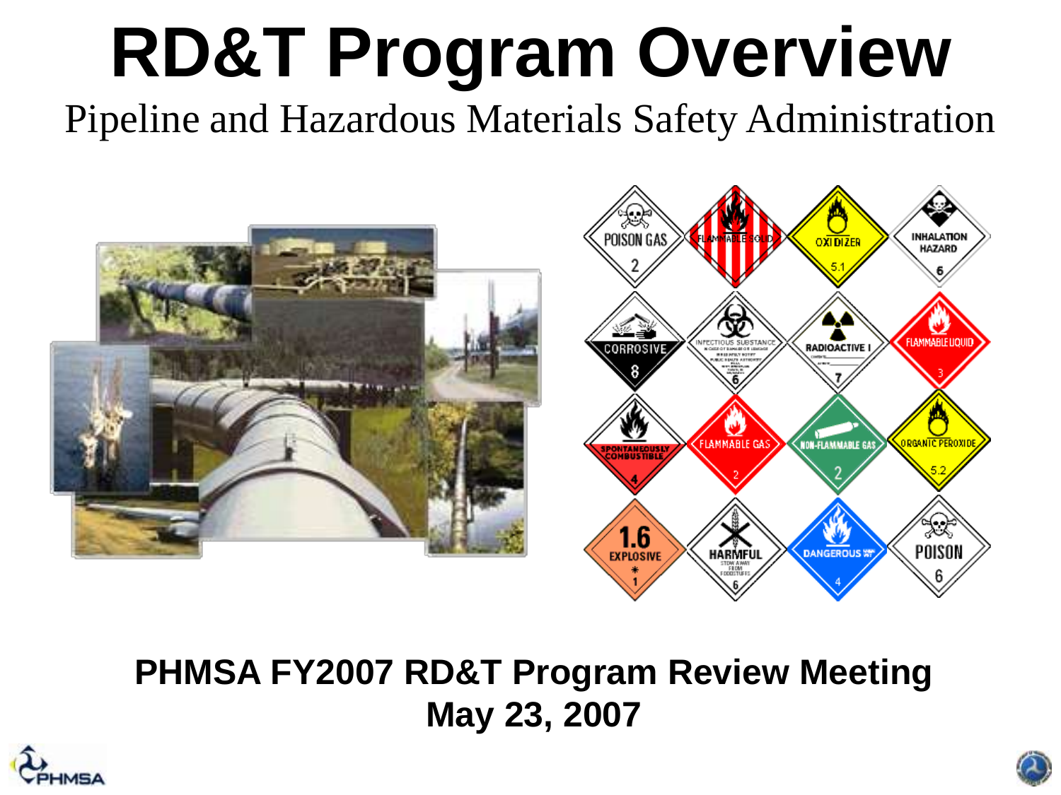# RD&T Program Overview

Pipeline and Hazardous Materials Safety Administration

**PHMSA FY2007 RD&T Program Review Meeting**
**May 23, 2007**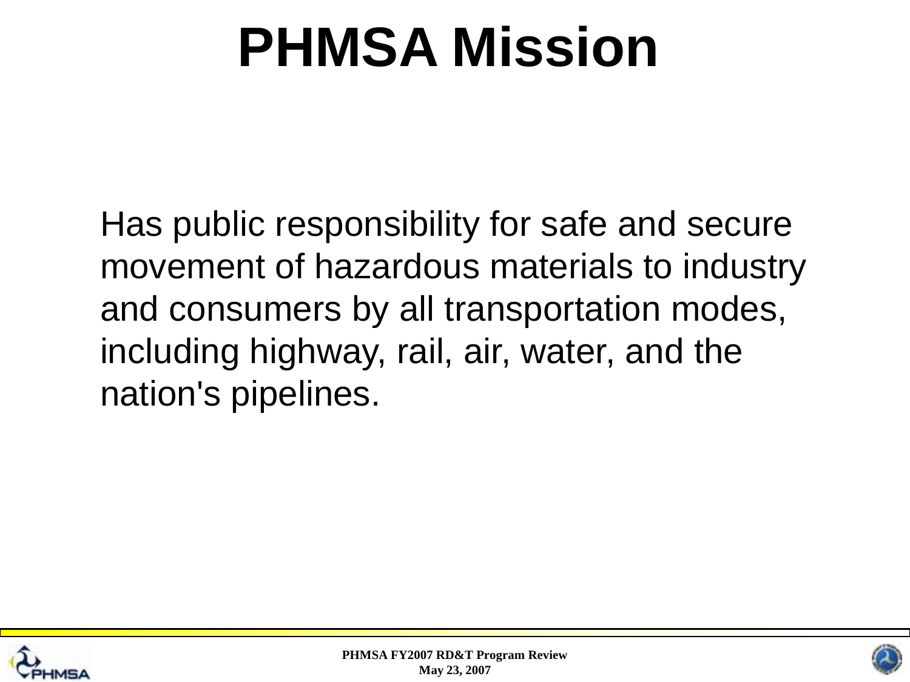# PHMSA Mission

Has public responsibility for safe and secure movement of hazardous materials to industry and consumers by all transportation modes, including highway, rail, air, water, and the nation's pipelines.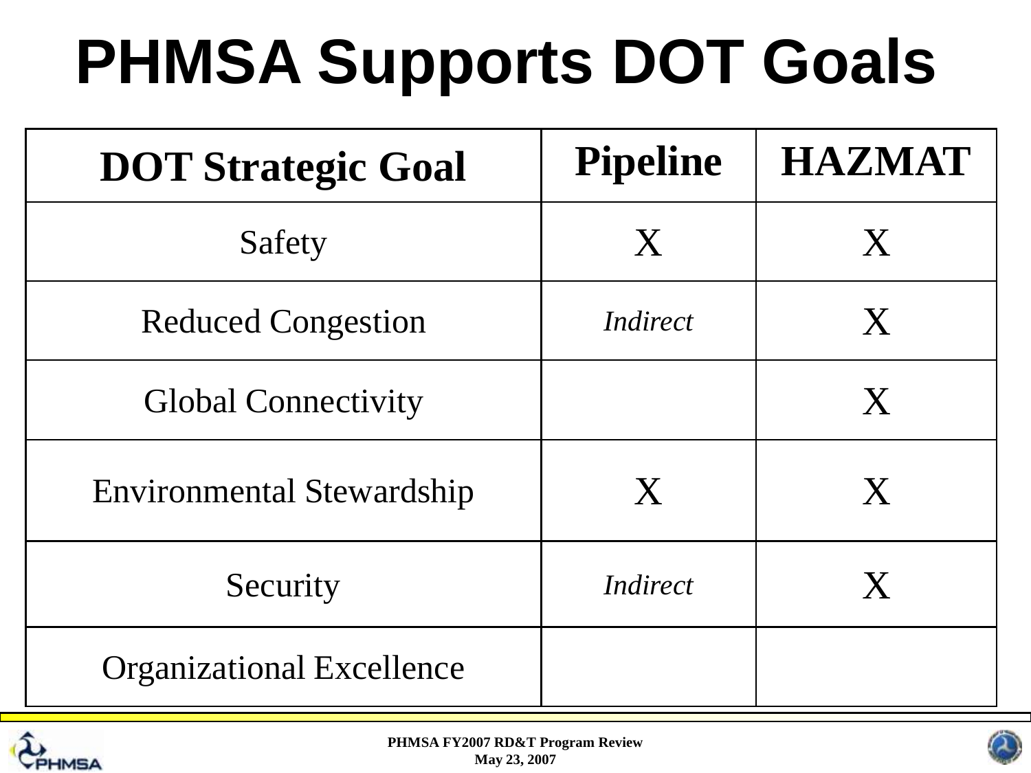# PHMSA Supports DOT Goals

| DOT Strategic Goal | Pipeline | HAZMAT |
|---|---|---|
| Safety | X | X |
| Reduced Congestion | *Indirect* | X |
| Global Connectivity | | X |
| Environmental Stewardship | X | X |
| Security | *Indirect* | X |
| Organizational Excellence | | |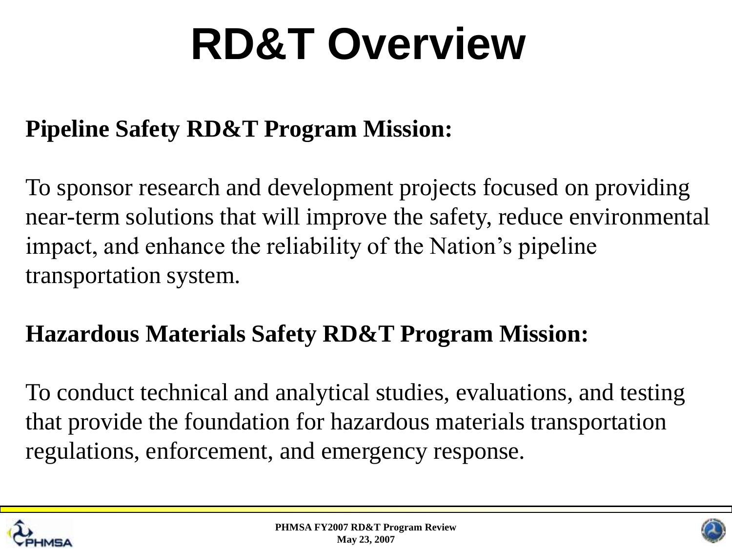# RD&T Overview

**Pipeline Safety RD&T Program Mission:**

To sponsor research and development projects focused on providing near-term solutions that will improve the safety, reduce environmental impact, and enhance the reliability of the Nation's pipeline transportation system.

**Hazardous Materials Safety RD&T Program Mission:**

To conduct technical and analytical studies, evaluations, and testing that provide the foundation for hazardous materials transportation regulations, enforcement, and emergency response.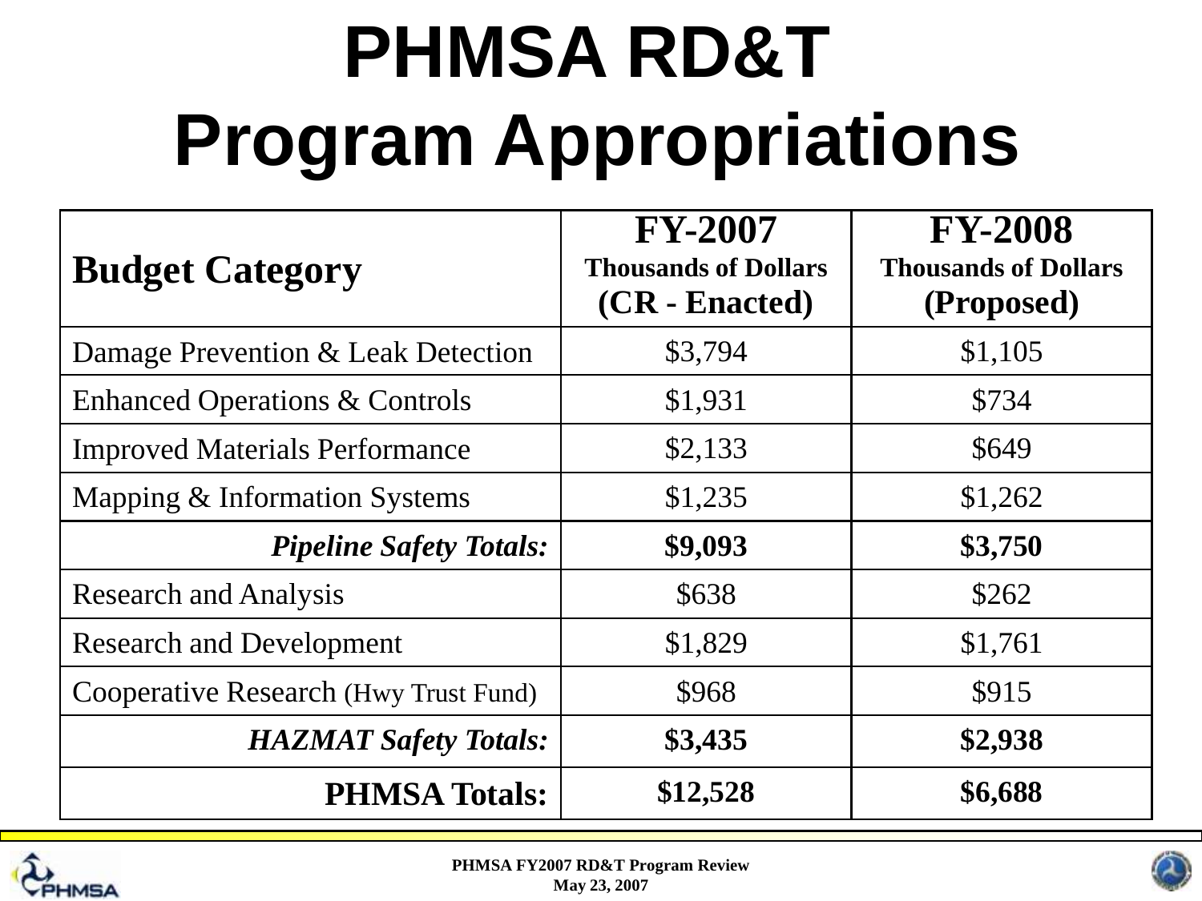# PHMSA RD&T Program Appropriations

| Budget Category | FY-2007 Thousands of Dollars (CR - Enacted) | FY-2008 Thousands of Dollars (Proposed) |
|---|---|---|
| Damage Prevention & Leak Detection | $3,794 | $1,105 |
| Enhanced Operations & Controls | $1,931 | $734 |
| Improved Materials Performance | $2,133 | $649 |
| Mapping & Information Systems | $1,235 | $1,262 |
| ***Pipeline Safety Totals:*** | **$9,093** | **$3,750** |
| Research and Analysis | $638 | $262 |
| Research and Development | $1,829 | $1,761 |
| Cooperative Research (Hwy Trust Fund) | $968 | $915 |
| ***HAZMAT Safety Totals:*** | **$3,435** | **$2,938** |
| **PHMSA Totals:** | **$12,528** | **$6,688** |

PHMSA FY2007 RD&T Program Review
May 23, 2007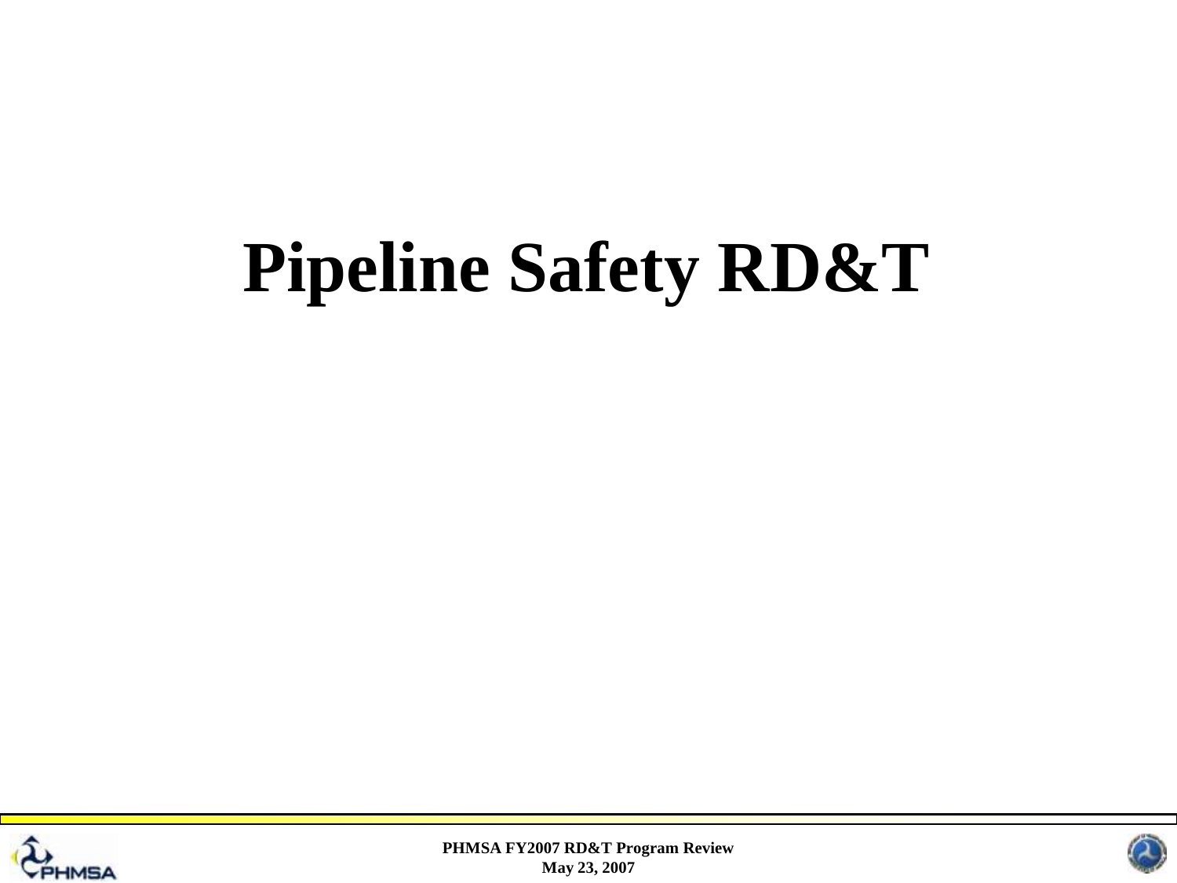# Pipeline Safety RD&T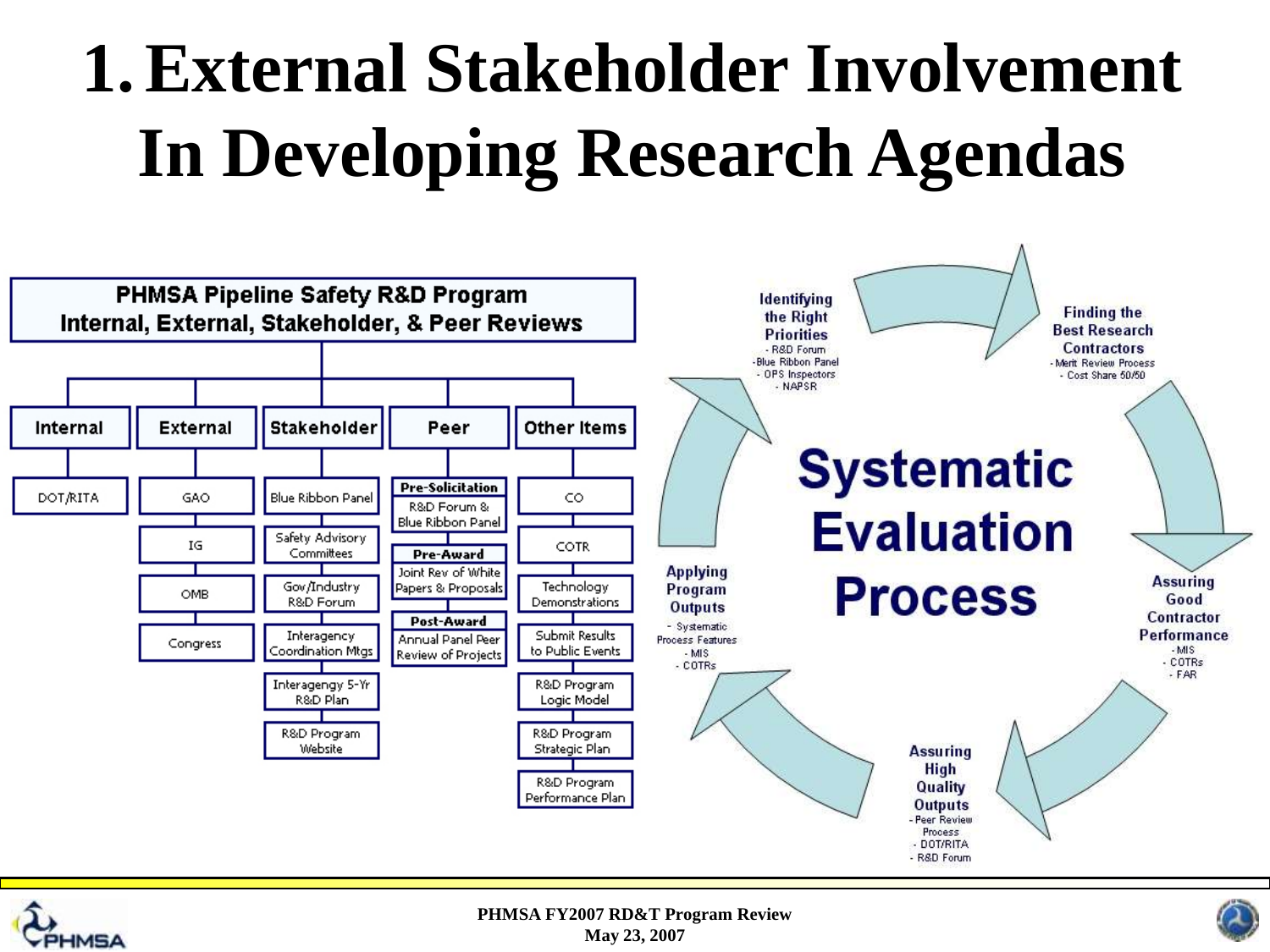# 1. External Stakeholder Involvement In Developing Research Agendas

**PHMSA Pipeline Safety R&D Program**
**Internal, External, Stakeholder, & Peer Reviews**

| Internal | External | Stakeholder | Peer | Other Items |
| --- | --- | --- | --- | --- |
| DOT/RITA | GAO | Blue Ribbon Panel | **Pre-Solicitation** R&D Forum & Blue Ribbon Panel | CO |
| | IG | Safety Advisory Committees | **Pre-Award** Joint Rev of White Papers & Proposals | COTR |
| | OMB | Gov/Industry R&D Forum | **Post-Award** Annual Panel Peer Review of Projects | Technology Demonstrations |
| | Congress | Interagency Coordination Mtgs | | Submit Results to Public Events |
| | | Interagengy 5-Yr R&D Plan | | R&D Program Logic Model |
| | | R&D Program Website | | R&D Program Strategic Plan |
| | | | | R&D Program Performance Plan |

**Systematic Evaluation Process**

- **Identifying the Right Priorities**
  - R&D Forum
  - Blue Ribbon Panel
  - OPS Inspectors
  - NAPSR
- **Finding the Best Research Contractors**
  - Merit Review Process
  - Cost Share 50/50
- **Assuring Good Contractor Performance**
  - MIS
  - COTRs
  - FAR
- **Assuring High Quality Outputs**
  - Peer Review Process
  - DOT/RITA
  - R&D Forum
- **Applying Program Outputs**
  - Systematic Process Features
  - MIS
  - COTRs

PHMSA FY2007 RD&T Program Review
May 23, 2007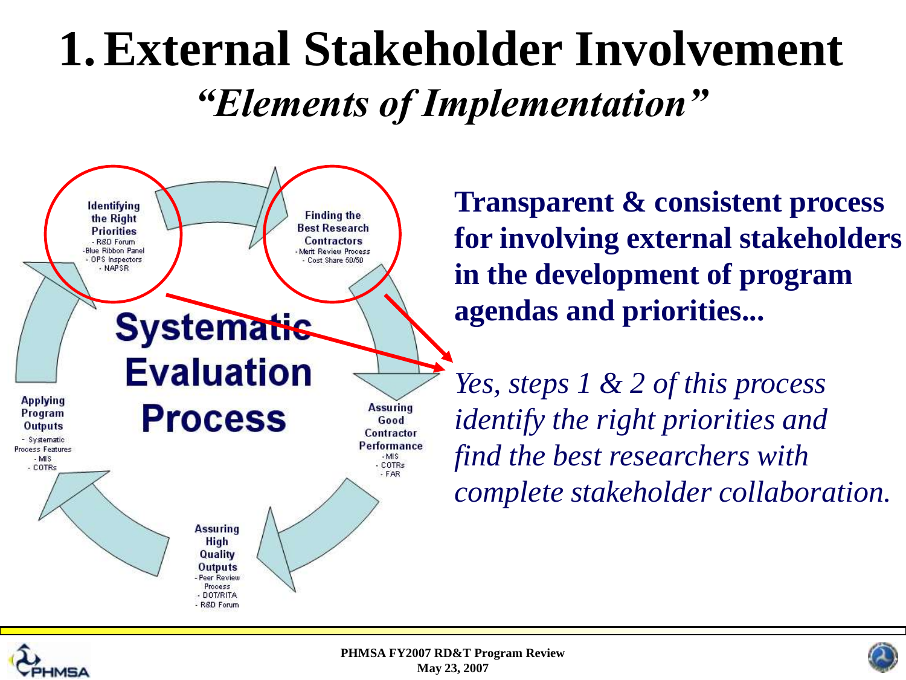# 1. External Stakeholder Involvement

## *"Elements of Implementation"*

**Systematic Evaluation Process**

- **Identifying the Right Priorities**
  - R&D Forum
  - Blue Ribbon Panel
  - OPS Inspectors
  - NAPSR
- **Finding the Best Research Contractors**
  - Merit Review Process
  - Cost Share 50/50
- **Assuring Good Contractor Performance**
  - MIS
  - COTRs
  - FAR
- **Assuring High Quality Outputs**
  - Peer Review Process
  - DOT/RITA
  - R&D Forum
- **Applying Program Outputs**
  - Systematic Process Features
  - MIS
  - COTRs

**Transparent & consistent process for involving external stakeholders in the development of program agendas and priorities...**

*Yes, steps 1 & 2 of this process identify the right priorities and find the best researchers with complete stakeholder collaboration.*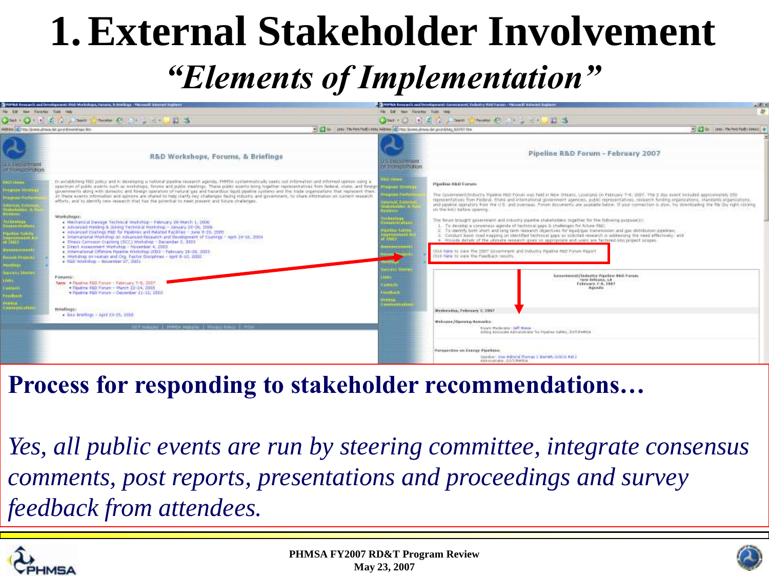# 1. External Stakeholder Involvement

## *"Elements of Implementation"*

**Process for responding to stakeholder recommendations…**

*Yes, all public events are run by steering committee, integrate consensus comments, post reports, presentations and proceedings and survey feedback from attendees.*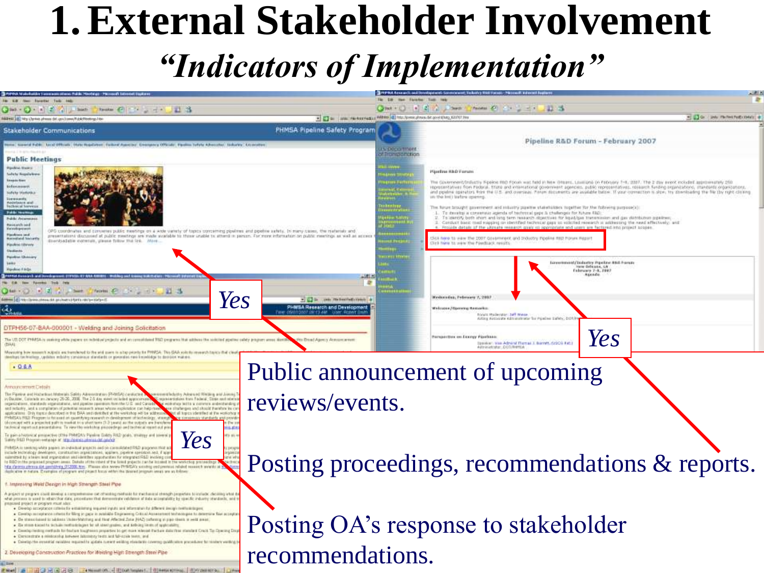# 1. External Stakeholder Involvement

## *"Indicators of Implementation"*

Yes

Yes

Yes

Public announcement of upcoming reviews/events.

Posting proceedings, recommendations & reports.

Posting OA's response to stakeholder recommendations.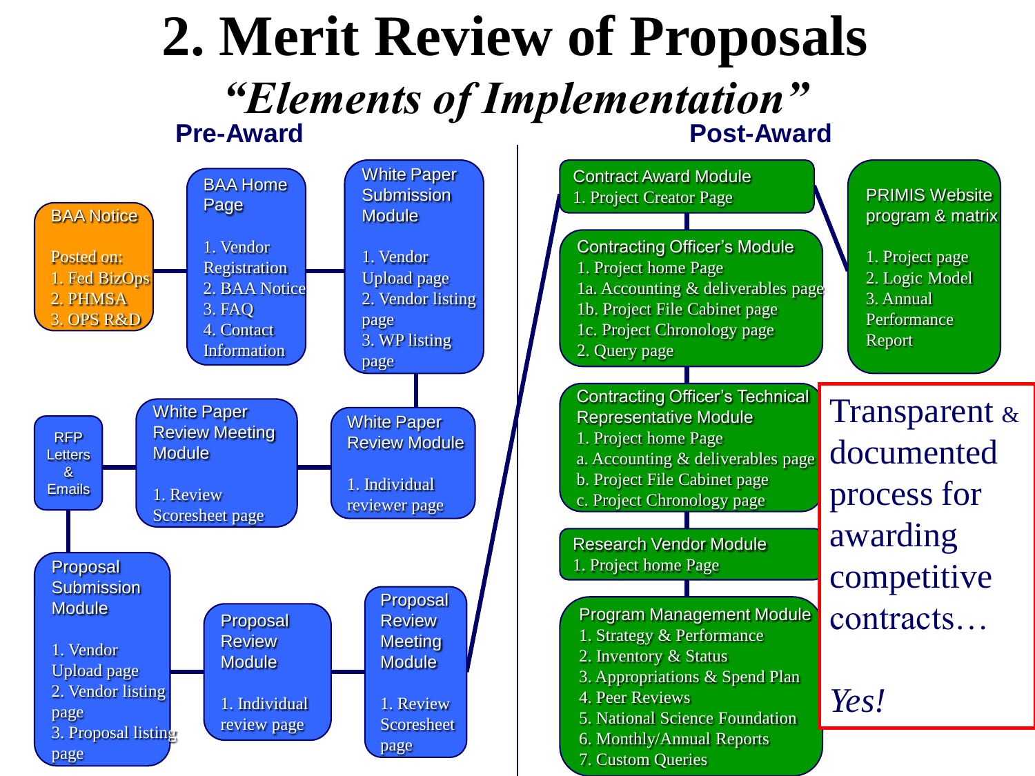# 2. Merit Review of Proposals

## *"Elements of Implementation"*

### Pre-Award

**BAA Notice**

Posted on:
1. Fed BizOps
2. PHMSA
3. OPS R&D

**BAA Home Page**

1. Vendor Registration
2. BAA Notice
3. FAQ
4. Contact Information

**White Paper Submission Module**

1. Vendor Upload page
2. Vendor listing page
3. WP listing page

**White Paper Review Module**

1. Individual reviewer page

**White Paper Review Meeting Module**

1. Review Scoresheet page

**RFP Letters & Emails**

**Proposal Submission Module**

1. Vendor Upload page
2. Vendor listing page
3. Proposal listing page

**Proposal Review Module**

1. Individual review page

**Proposal Review Meeting Module**

1. Review Scoresheet page

### Post-Award

**Contract Award Module**

1. Project Creator Page

**Contracting Officer's Module**

1. Project home Page
   - 1a. Accounting & deliverables page
   - 1b. Project File Cabinet page
   - 1c. Project Chronology page
2. Query page

**Contracting Officer's Technical Representative Module**

1. Project home Page
   - a. Accounting & deliverables page
   - b. Project File Cabinet page
   - c. Project Chronology page

**Research Vendor Module**

1. Project home Page

**Program Management Module**

1. Strategy & Performance
2. Inventory & Status
3. Appropriations & Spend Plan
4. Peer Reviews
5. National Science Foundation
6. Monthly/Annual Reports
7. Custom Queries

**PRIMIS Website program & matrix**

1. Project page
2. Logic Model
3. Annual Performance Report

Transparent & documented process for awarding competitive contracts…

*Yes!*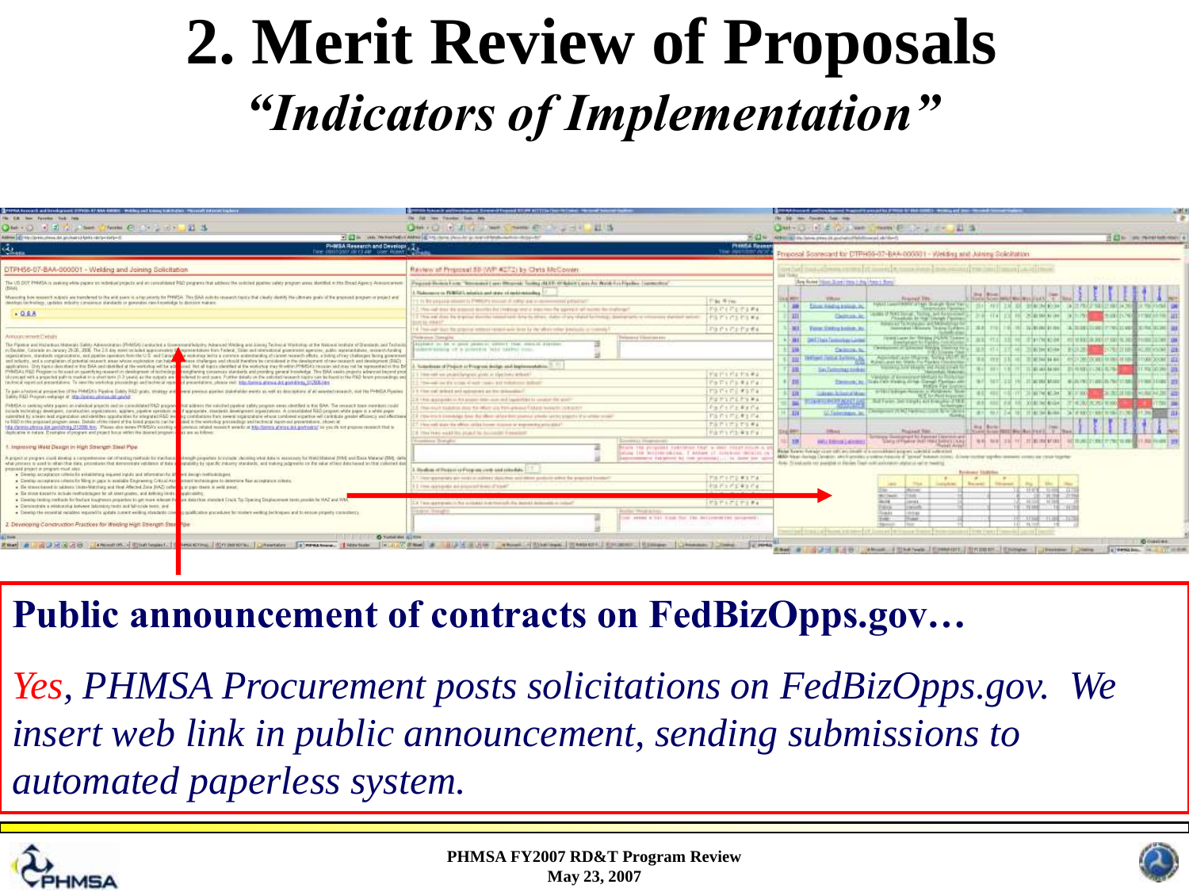# 2. Merit Review of Proposals

## *"Indicators of Implementation"*

**Public announcement of contracts on FedBizOpps.gov…**

*Yes, PHMSA Procurement posts solicitations on FedBizOpps.gov. We insert web link in public announcement, sending submissions to automated paperless system.*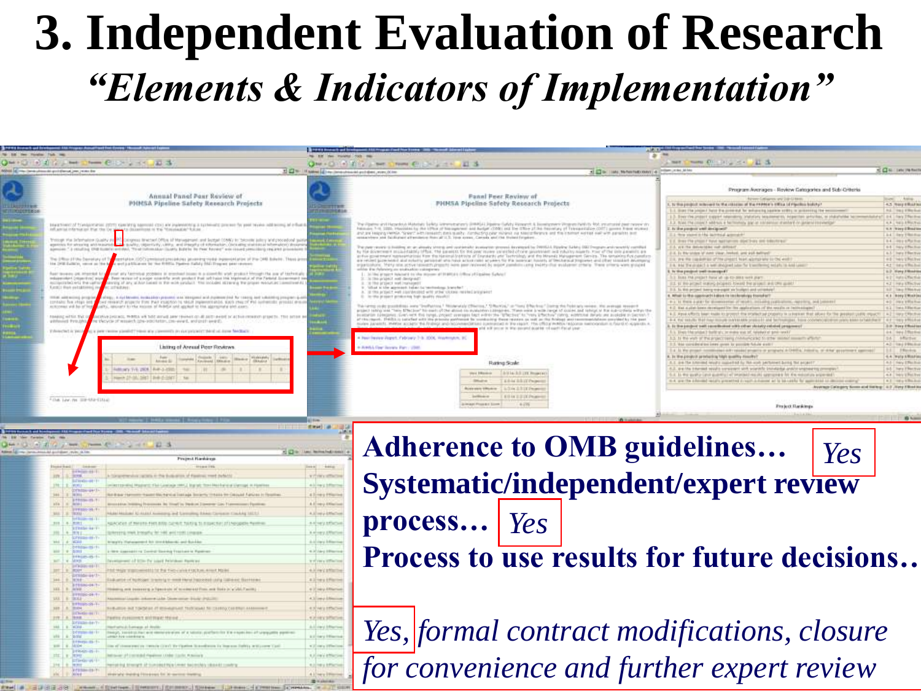# 3. Independent Evaluation of Research

## *"Elements & Indicators of Implementation"*

**Adherence to OMB guidelines…** *Yes*

**Systematic/independent/expert review process…** *Yes*

**Process to use results for future decisions…**

*Yes, formal contract modifications, closure for convenience and further expert review*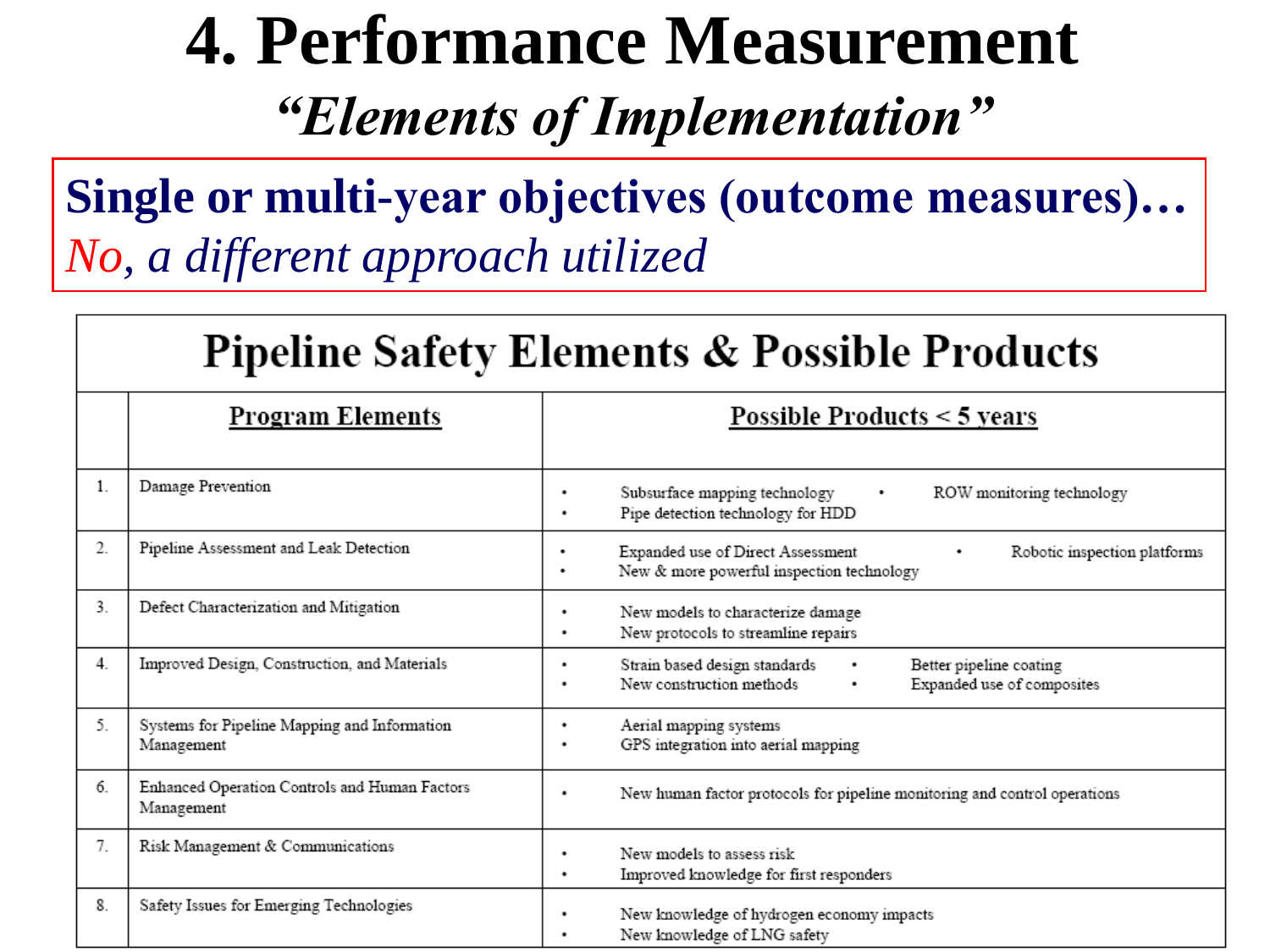# 4. Performance Measurement

## *"Elements of Implementation"*

**Single or multi-year objectives (outcome measures)…**
*No, a different approach utilized*

**Pipeline Safety Elements & Possible Products**

| | Program Elements | Possible Products < 5 years |
|---|---|---|
| 1. | Damage Prevention | • Subsurface mapping technology • ROW monitoring technology • Pipe detection technology for HDD |
| 2. | Pipeline Assessment and Leak Detection | • Expanded use of Direct Assessment • Robotic inspection platforms • New & more powerful inspection technology |
| 3. | Defect Characterization and Mitigation | • New models to characterize damage • New protocols to streamline repairs |
| 4. | Improved Design, Construction, and Materials | • Strain based design standards • Better pipeline coating • New construction methods • Expanded use of composites |
| 5. | Systems for Pipeline Mapping and Information Management | • Aerial mapping systems • GPS integration into aerial mapping |
| 6. | Enhanced Operation Controls and Human Factors Management | • New human factor protocols for pipeline monitoring and control operations |
| 7. | Risk Management & Communications | • New models to assess risk • Improved knowledge for first responders |
| 8. | Safety Issues for Emerging Technologies | • New knowledge of hydrogen economy impacts • New knowledge of LNG safety |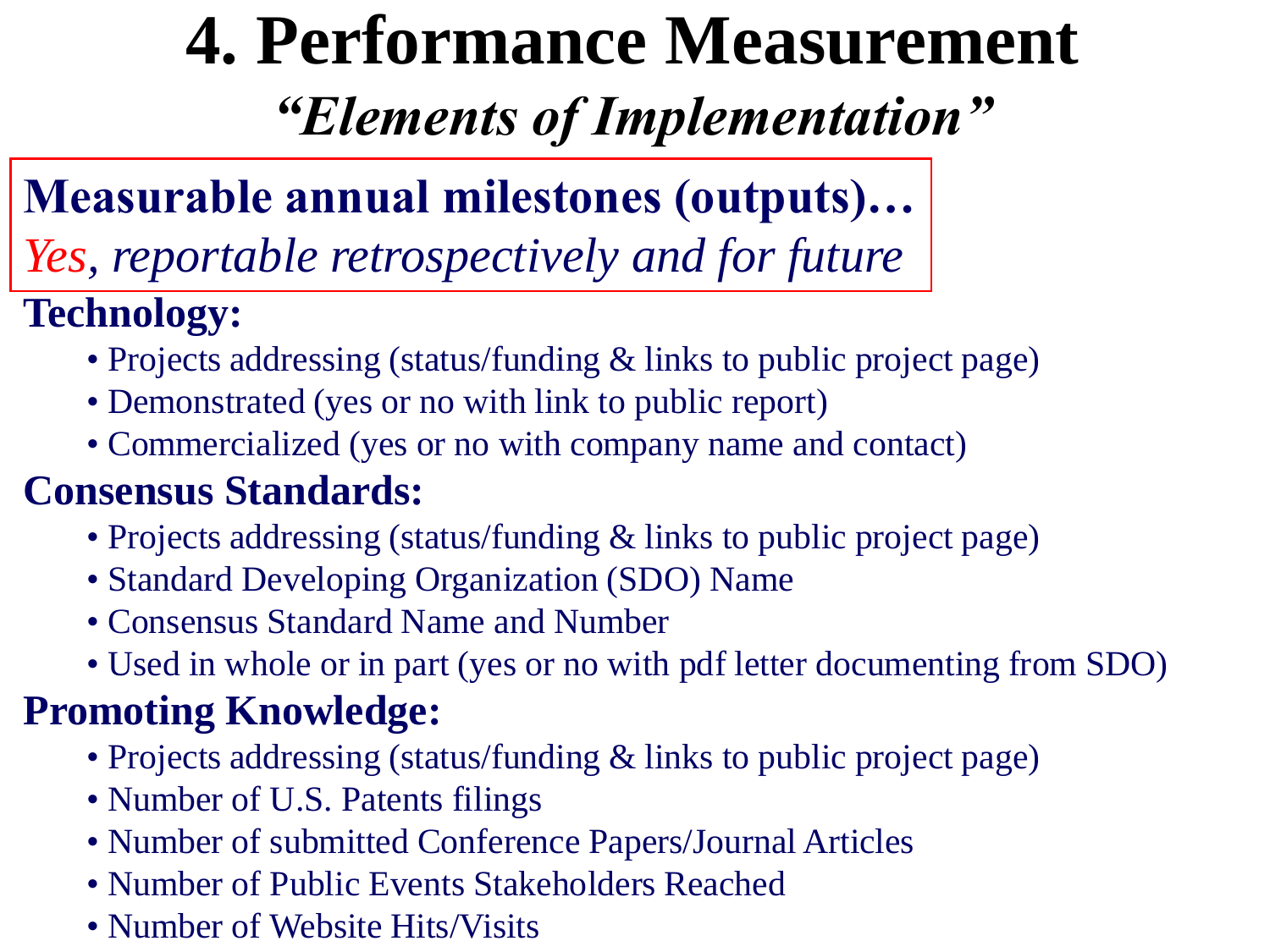# 4. Performance Measurement

## *"Elements of Implementation"*

**Measurable annual milestones (outputs)…**
*Yes, reportable retrospectively and for future*

**Technology:**

- Projects addressing (status/funding & links to public project page)
- Demonstrated (yes or no with link to public report)
- Commercialized (yes or no with company name and contact)

**Consensus Standards:**

- Projects addressing (status/funding & links to public project page)
- Standard Developing Organization (SDO) Name
- Consensus Standard Name and Number
- Used in whole or in part (yes or no with pdf letter documenting from SDO)

**Promoting Knowledge:**

- Projects addressing (status/funding & links to public project page)
- Number of U.S. Patents filings
- Number of submitted Conference Papers/Journal Articles
- Number of Public Events Stakeholders Reached
- Number of Website Hits/Visits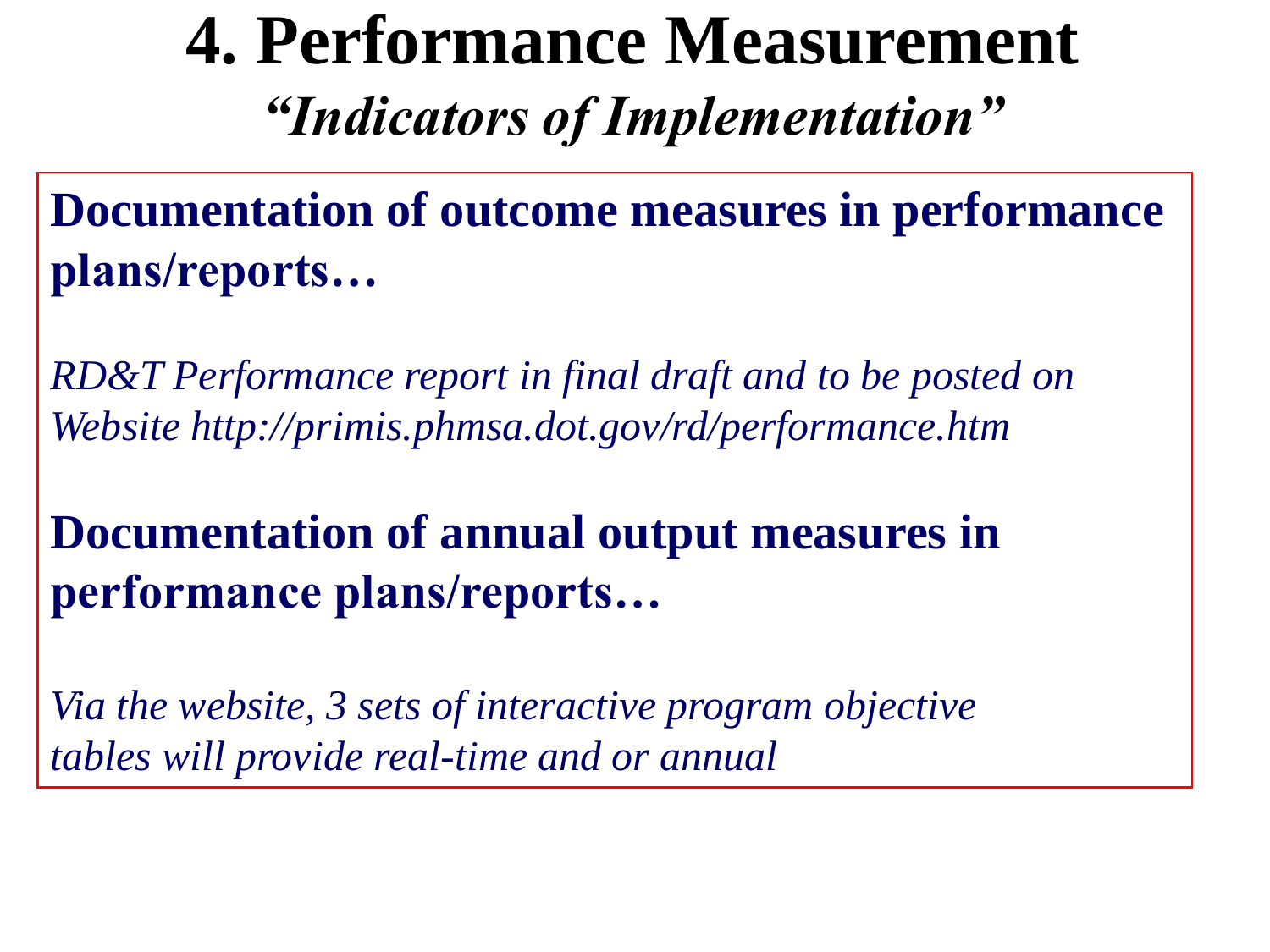# 4. Performance Measurement

## *"Indicators of Implementation"*

**Documentation of outcome measures in performance plans/reports…**

*RD&T Performance report in final draft and to be posted on Website http://primis.phmsa.dot.gov/rd/performance.htm*

**Documentation of annual output measures in performance plans/reports…**

*Via the website, 3 sets of interactive program objective tables will provide real-time and or annual*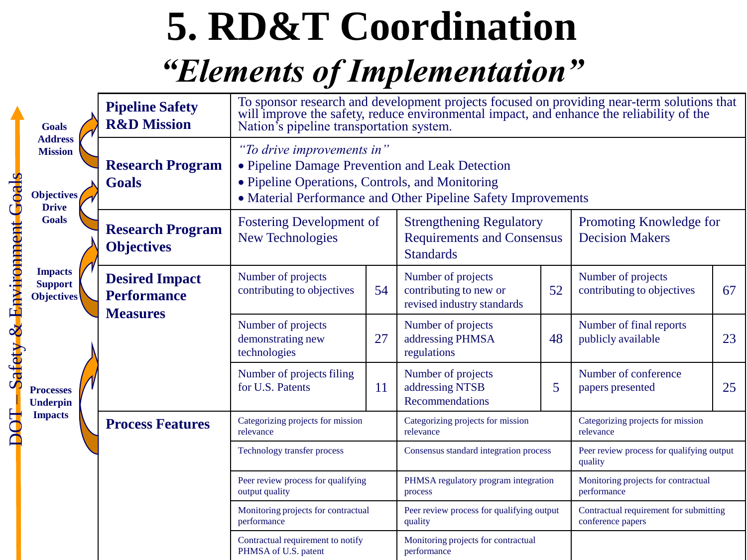# 5. RD&T Coordination

## *"Elements of Implementation"*

DOT – Safety & Environment Goals

- Goals Address Mission
- Objectives Drive Goals
- Impacts Support Objectives
- Processes Underpin Impacts

| **Pipeline Safety R&D Mission** | To sponsor research and development projects focused on providing near-term solutions that will improve the safety, reduce environmental impact, and enhance the reliability of the Nation's pipeline transportation system. | | | | | |
|---|---|---|---|---|---|---|
| **Research Program Goals** | *"To drive improvements in"* • Pipeline Damage Prevention and Leak Detection • Pipeline Operations, Controls, and Monitoring • Material Performance and Other Pipeline Safety Improvements | | | | | |
| **Research Program Objectives** | Fostering Development of New Technologies | | Strengthening Regulatory Requirements and Consensus Standards | | Promoting Knowledge for Decision Makers | |
| **Desired Impact Performance Measures** | Number of projects contributing to objectives | 54 | Number of projects contributing to new or revised industry standards | 52 | Number of projects contributing to objectives | 67 |
| | Number of projects demonstrating new technologies | 27 | Number of projects addressing PHMSA regulations | 48 | Number of final reports publicly available | 23 |
| | Number of projects filing for U.S. Patents | 11 | Number of projects addressing NTSB Recommendations | 5 | Number of conference papers presented | 25 |
| **Process Features** | Categorizing projects for mission relevance | | Categorizing projects for mission relevance | | Categorizing projects for mission relevance | |
| | Technology transfer process | | Consensus standard integration process | | Peer review process for qualifying output quality | |
| | Peer review process for qualifying output quality | | PHMSA regulatory program integration process | | Monitoring projects for contractual performance | |
| | Monitoring projects for contractual performance | | Peer review process for qualifying output quality | | Contractual requirement for submitting conference papers | |
| | Contractual requirement to notify PHMSA of U.S. patent | | Monitoring projects for contractual performance | | | |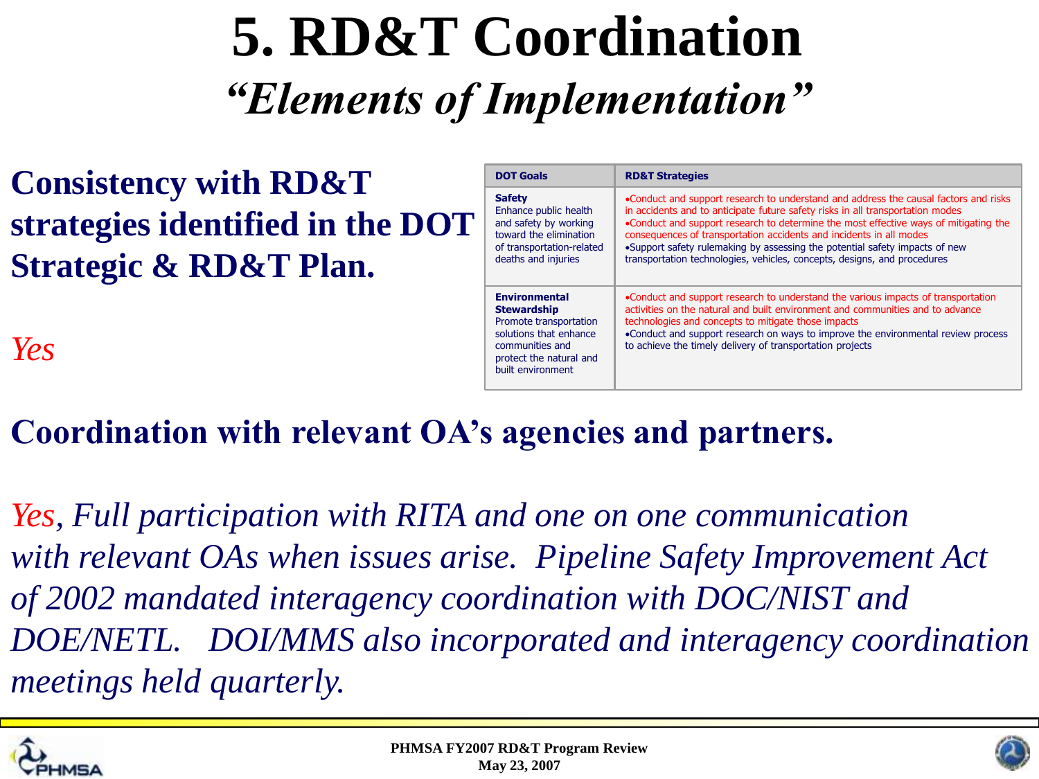# 5. RD&T Coordination

## *"Elements of Implementation"*

**Consistency with RD&T strategies identified in the DOT Strategic & RD&T Plan.**

*Yes*

| DOT Goals | RD&T Strategies |
|---|---|
| **Safety** Enhance public health and safety by working toward the elimination of transportation-related deaths and injuries | •Conduct and support research to understand and address the causal factors and risks in accidents and to anticipate future safety risks in all transportation modes •Conduct and support research to determine the most effective ways of mitigating the consequences of transportation accidents and incidents in all modes •Support safety rulemaking by assessing the potential safety impacts of new transportation technologies, vehicles, concepts, designs, and procedures |
| **Environmental Stewardship** Promote transportation solutions that enhance communities and protect the natural and built environment | •Conduct and support research to understand the various impacts of transportation activities on the natural and built environment and communities and to advance technologies and concepts to mitigate those impacts •Conduct and support research on ways to improve the environmental review process to achieve the timely delivery of transportation projects |

**Coordination with relevant OA's agencies and partners.**

*Yes, Full participation with RITA and one on one communication with relevant OAs when issues arise. Pipeline Safety Improvement Act of 2002 mandated interagency coordination with DOC/NIST and DOE/NETL. DOI/MMS also incorporated and interagency coordination meetings held quarterly.*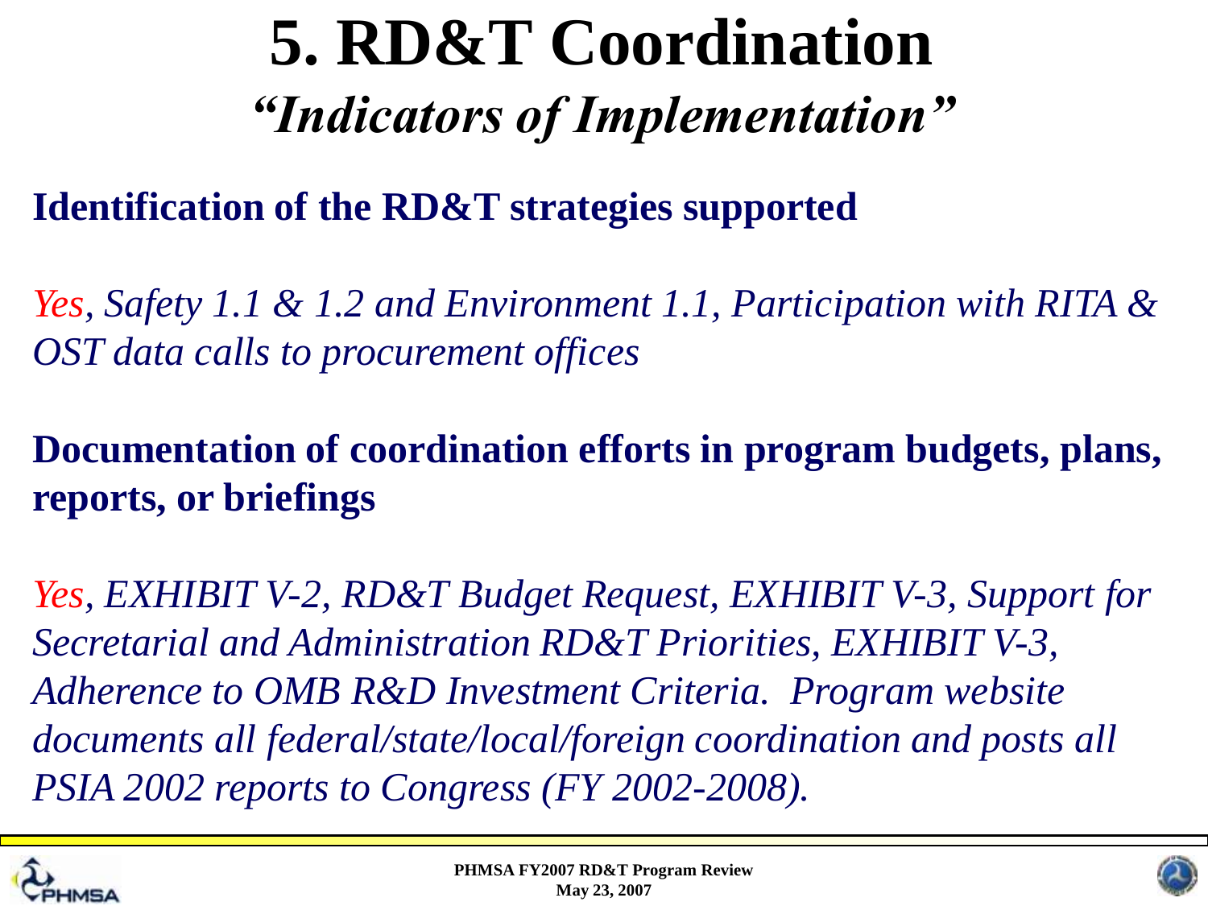# 5. RD&T Coordination

## *"Indicators of Implementation"*

**Identification of the RD&T strategies supported**

*Yes, Safety 1.1 & 1.2 and Environment 1.1, Participation with RITA & OST data calls to procurement offices*

**Documentation of coordination efforts in program budgets, plans, reports, or briefings**

*Yes, EXHIBIT V-2, RD&T Budget Request, EXHIBIT V-3, Support for Secretarial and Administration RD&T Priorities, EXHIBIT V-3, Adherence to OMB R&D Investment Criteria. Program website documents all federal/state/local/foreign coordination and posts all PSIA 2002 reports to Congress (FY 2002-2008).*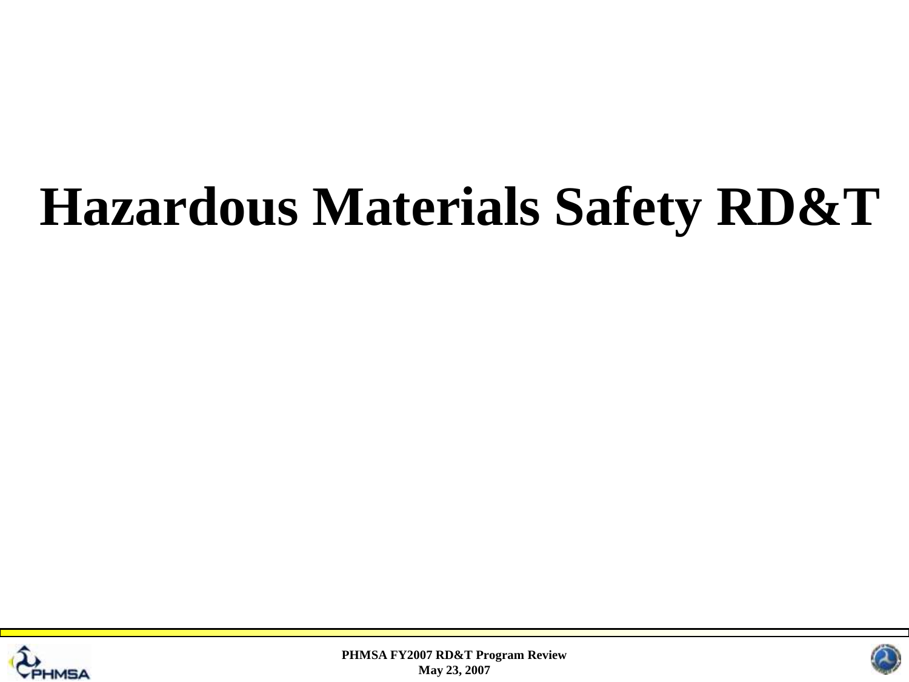# Hazardous Materials Safety RD&T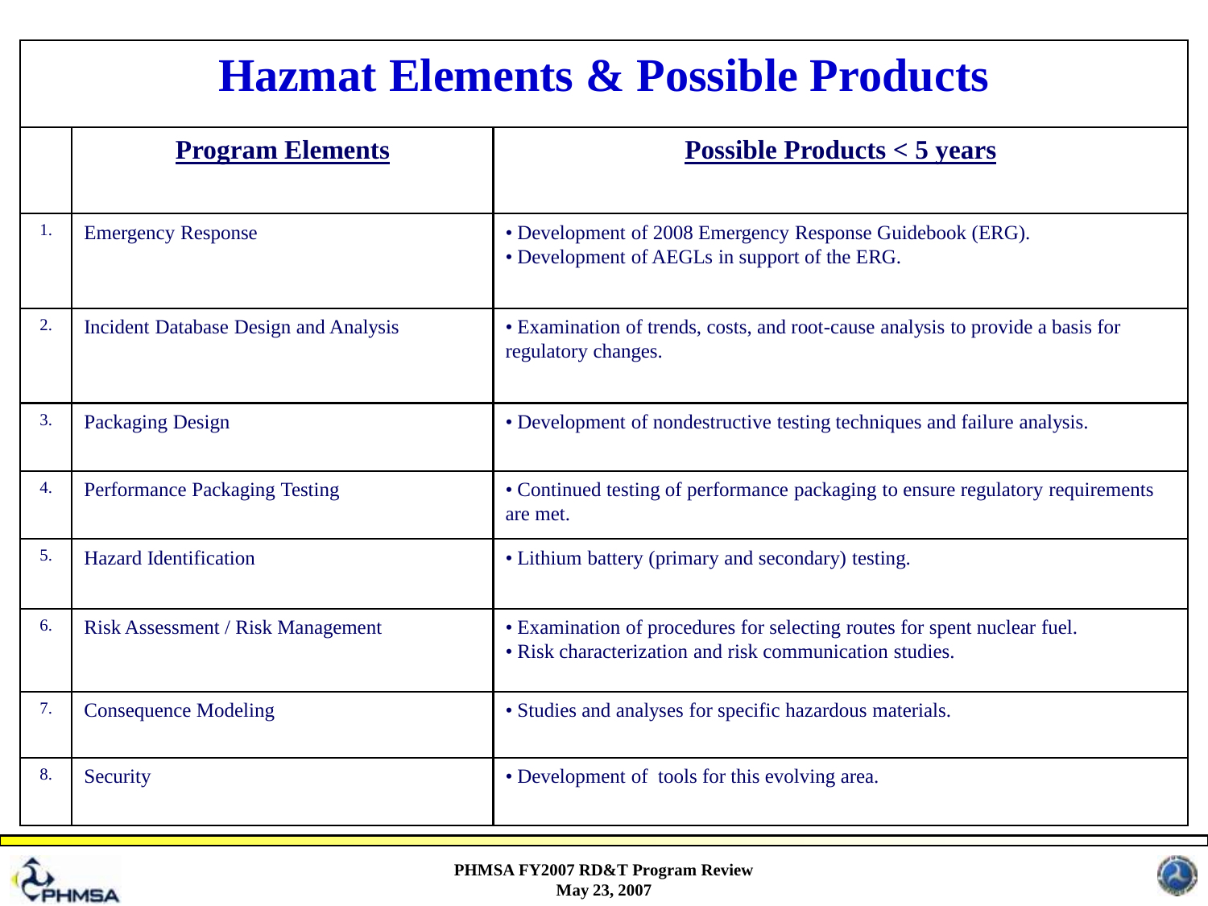# Hazmat Elements & Possible Products

| | Program Elements | Possible Products < 5 years |
|---|---|---|
| 1. | Emergency Response | • Development of 2008 Emergency Response Guidebook (ERG).<br>• Development of AEGLs in support of the ERG. |
| 2. | Incident Database Design and Analysis | • Examination of trends, costs, and root-cause analysis to provide a basis for regulatory changes. |
| 3. | Packaging Design | • Development of nondestructive testing techniques and failure analysis. |
| 4. | Performance Packaging Testing | • Continued testing of performance packaging to ensure regulatory requirements are met. |
| 5. | Hazard Identification | • Lithium battery (primary and secondary) testing. |
| 6. | Risk Assessment / Risk Management | • Examination of procedures for selecting routes for spent nuclear fuel.<br>• Risk characterization and risk communication studies. |
| 7. | Consequence Modeling | • Studies and analyses for specific hazardous materials. |
| 8. | Security | • Development of tools for this evolving area. |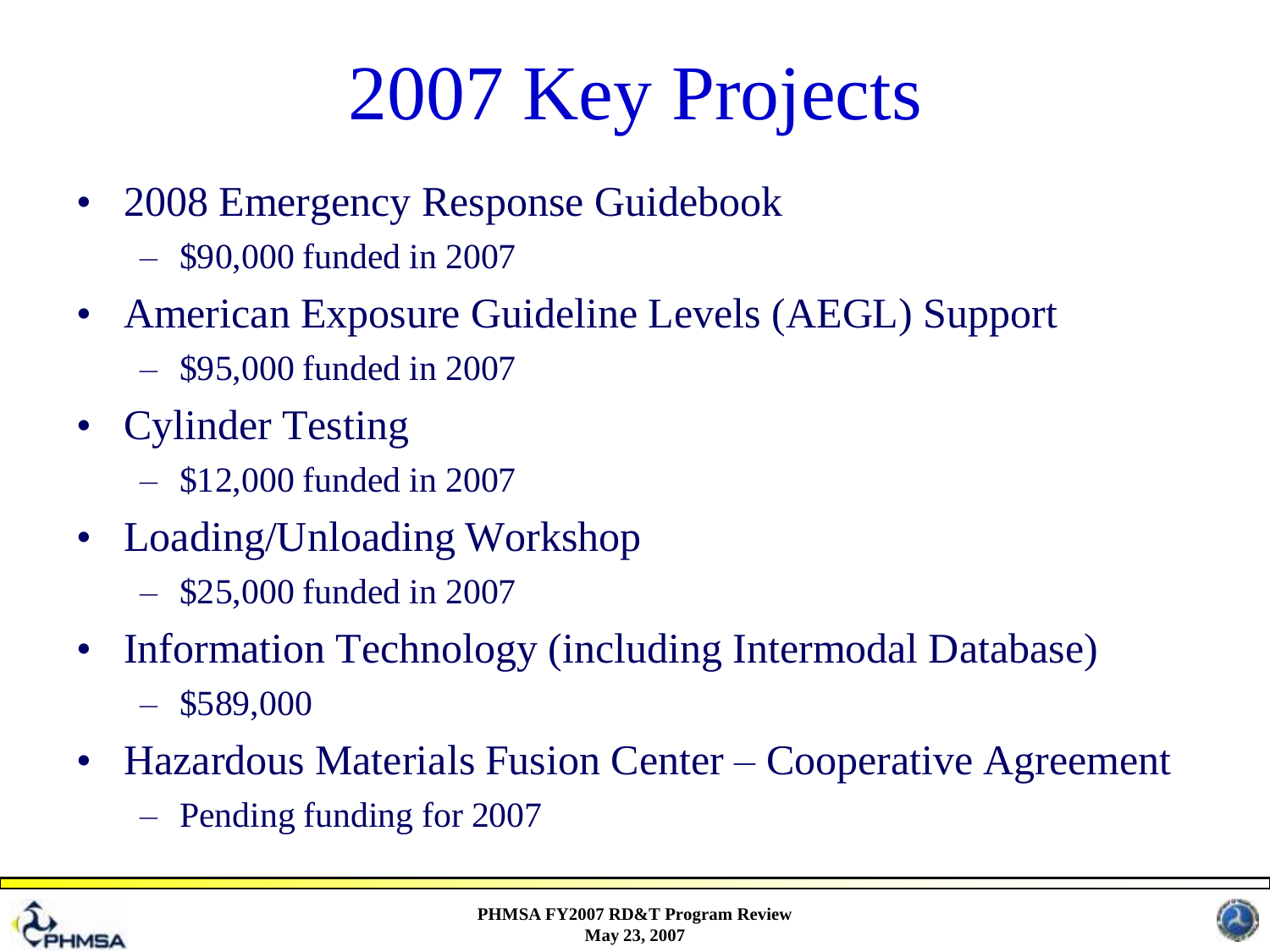# 2007 Key Projects

- 2008 Emergency Response Guidebook
  - $90,000 funded in 2007
- American Exposure Guideline Levels (AEGL) Support
  - $95,000 funded in 2007
- Cylinder Testing
  - $12,000 funded in 2007
- Loading/Unloading Workshop
  - $25,000 funded in 2007
- Information Technology (including Intermodal Database)
  - $589,000
- Hazardous Materials Fusion Center – Cooperative Agreement
  - Pending funding for 2007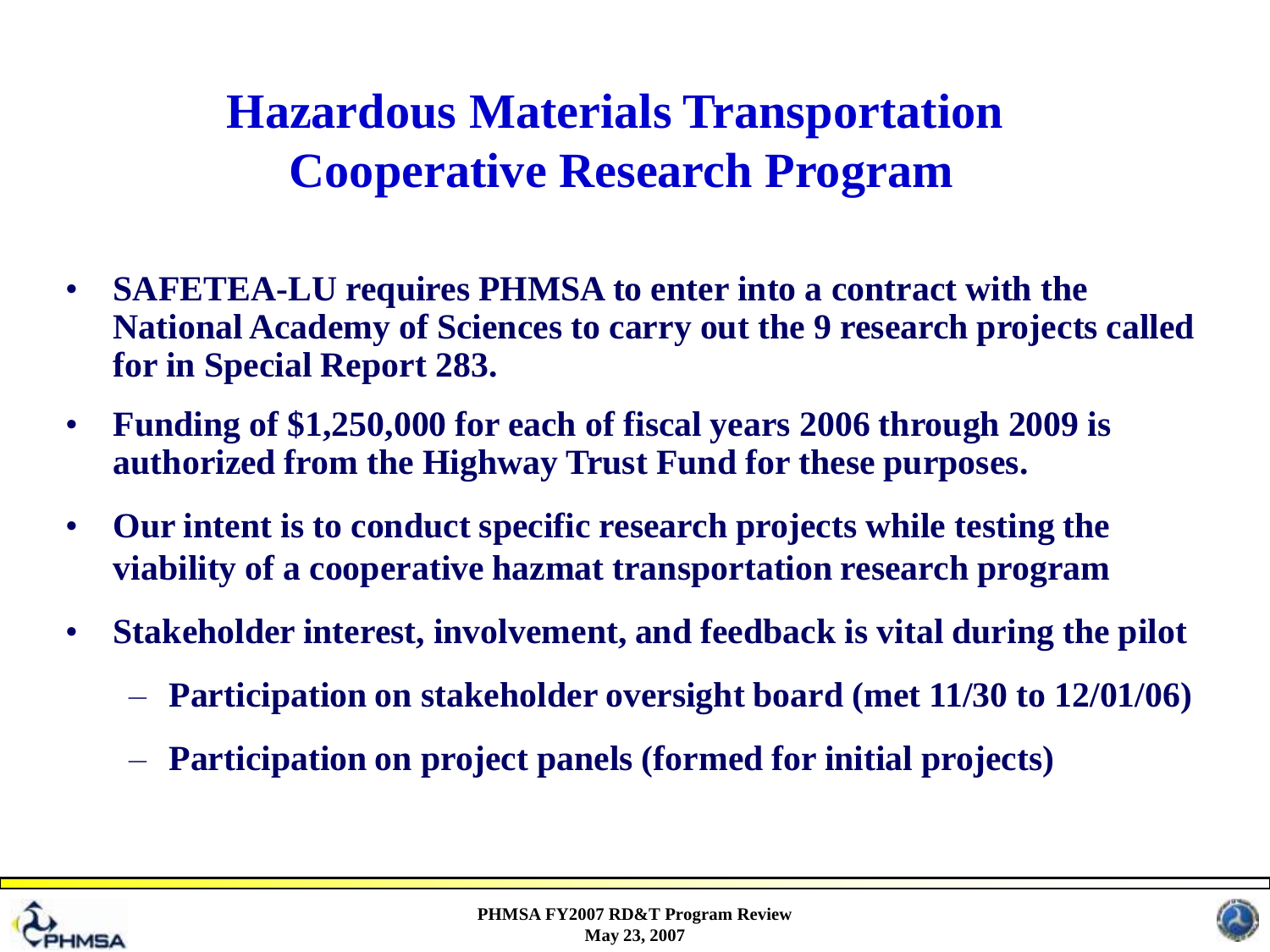# Hazardous Materials Transportation Cooperative Research Program

- **SAFETEA-LU requires PHMSA to enter into a contract with the National Academy of Sciences to carry out the 9 research projects called for in Special Report 283.**
- **Funding of $1,250,000 for each of fiscal years 2006 through 2009 is authorized from the Highway Trust Fund for these purposes.**
- **Our intent is to conduct specific research projects while testing the viability of a cooperative hazmat transportation research program**
- **Stakeholder interest, involvement, and feedback is vital during the pilot**
  - **Participation on stakeholder oversight board (met 11/30 to 12/01/06)**
  - **Participation on project panels (formed for initial projects)**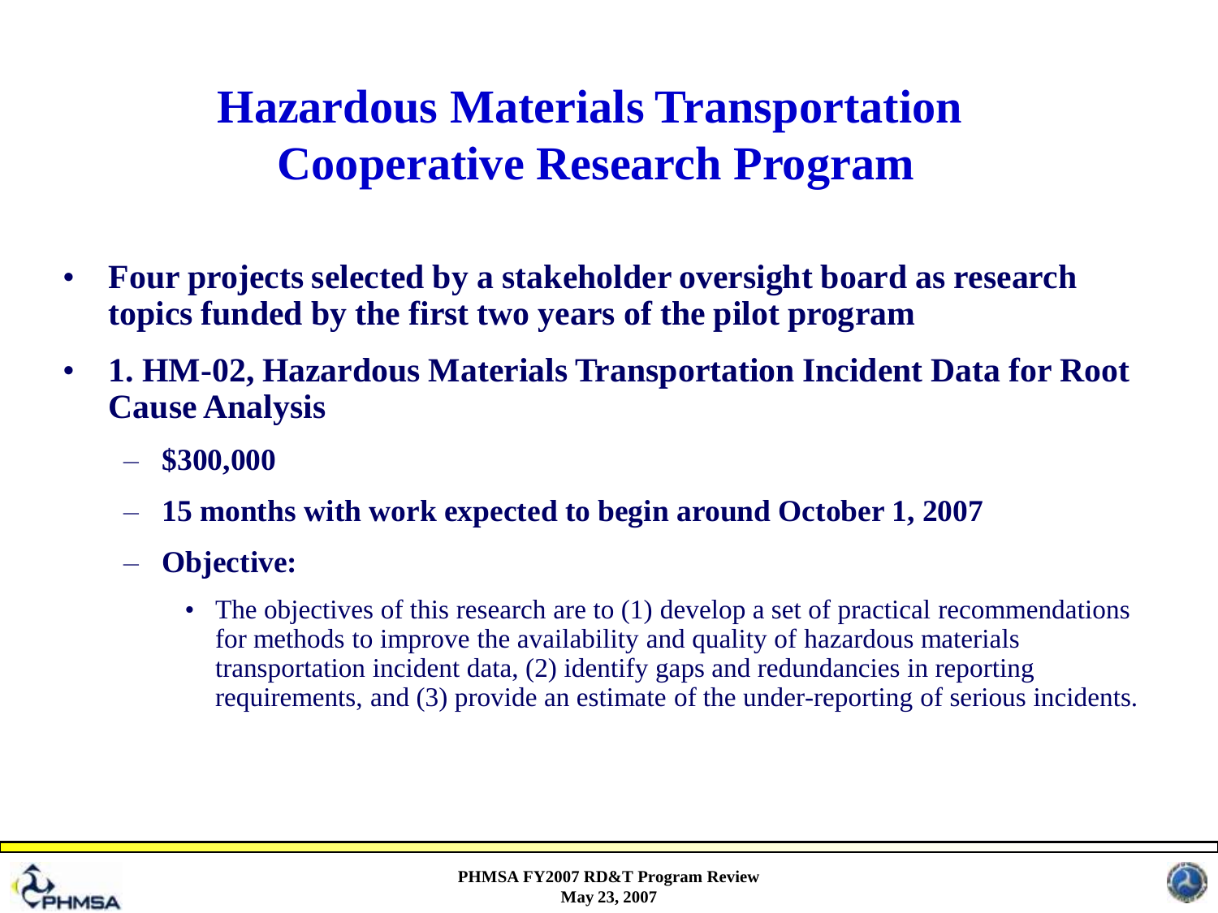# Hazardous Materials Transportation Cooperative Research Program

- **Four projects selected by a stakeholder oversight board as research topics funded by the first two years of the pilot program**
- **1. HM-02, Hazardous Materials Transportation Incident Data for Root Cause Analysis**
  - **$300,000**
  - **15 months with work expected to begin around October 1, 2007**
  - **Objective:**
    - The objectives of this research are to (1) develop a set of practical recommendations for methods to improve the availability and quality of hazardous materials transportation incident data, (2) identify gaps and redundancies in reporting requirements, and (3) provide an estimate of the under-reporting of serious incidents.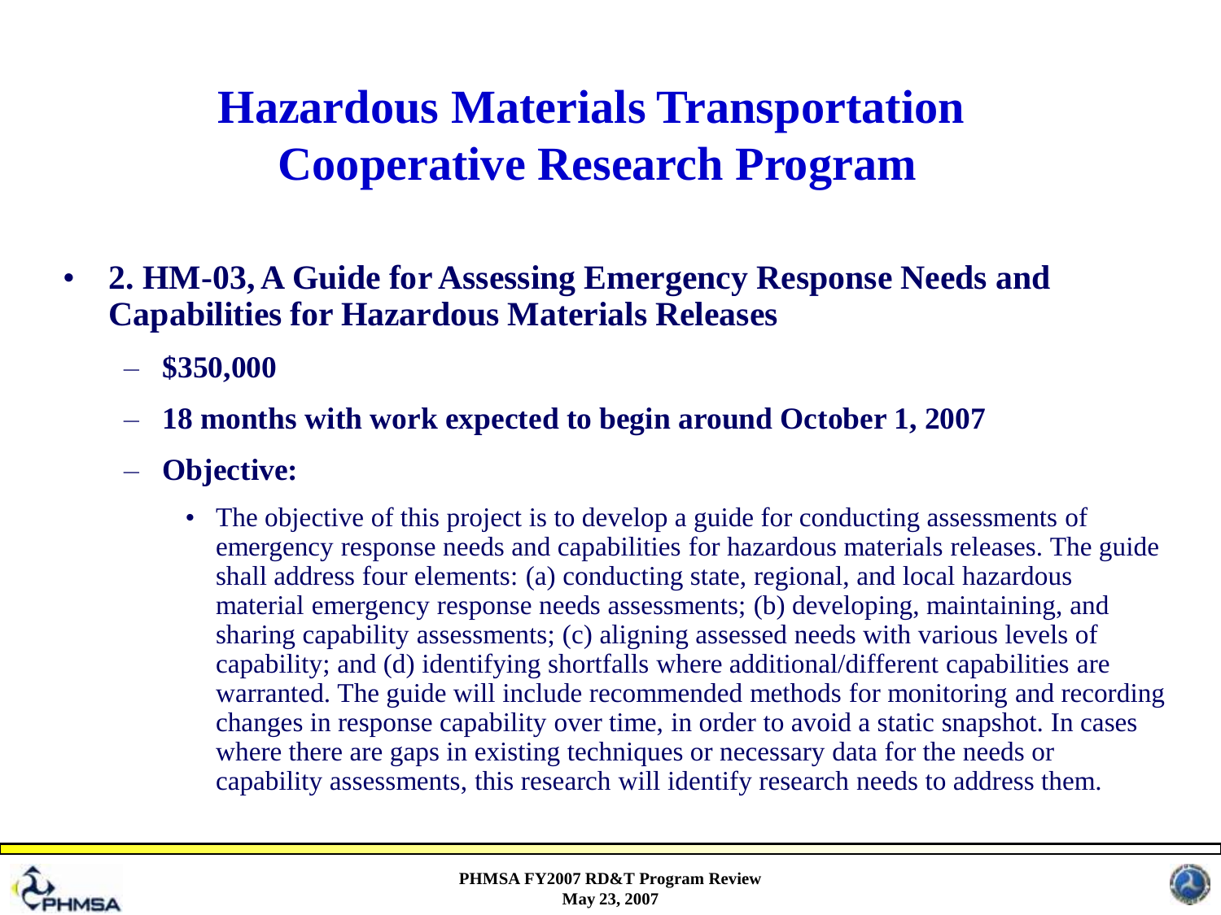# Hazardous Materials Transportation Cooperative Research Program

- **2. HM-03, A Guide for Assessing Emergency Response Needs and Capabilities for Hazardous Materials Releases**
  - **$350,000**
  - **18 months with work expected to begin around October 1, 2007**
  - **Objective:**
    - The objective of this project is to develop a guide for conducting assessments of emergency response needs and capabilities for hazardous materials releases. The guide shall address four elements: (a) conducting state, regional, and local hazardous material emergency response needs assessments; (b) developing, maintaining, and sharing capability assessments; (c) aligning assessed needs with various levels of capability; and (d) identifying shortfalls where additional/different capabilities are warranted. The guide will include recommended methods for monitoring and recording changes in response capability over time, in order to avoid a static snapshot. In cases where there are gaps in existing techniques or necessary data for the needs or capability assessments, this research will identify research needs to address them.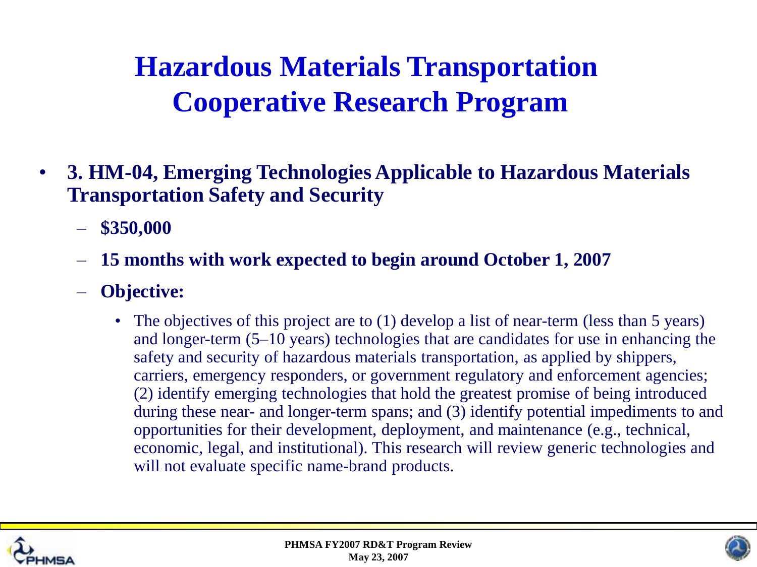# Hazardous Materials Transportation Cooperative Research Program

- **3. HM-04, Emerging Technologies Applicable to Hazardous Materials Transportation Safety and Security**
  - **$350,000**
  - **15 months with work expected to begin around October 1, 2007**
  - **Objective:**
    - The objectives of this project are to (1) develop a list of near-term (less than 5 years) and longer-term (5–10 years) technologies that are candidates for use in enhancing the safety and security of hazardous materials transportation, as applied by shippers, carriers, emergency responders, or government regulatory and enforcement agencies; (2) identify emerging technologies that hold the greatest promise of being introduced during these near- and longer-term spans; and (3) identify potential impediments to and opportunities for their development, deployment, and maintenance (e.g., technical, economic, legal, and institutional). This research will review generic technologies and will not evaluate specific name-brand products.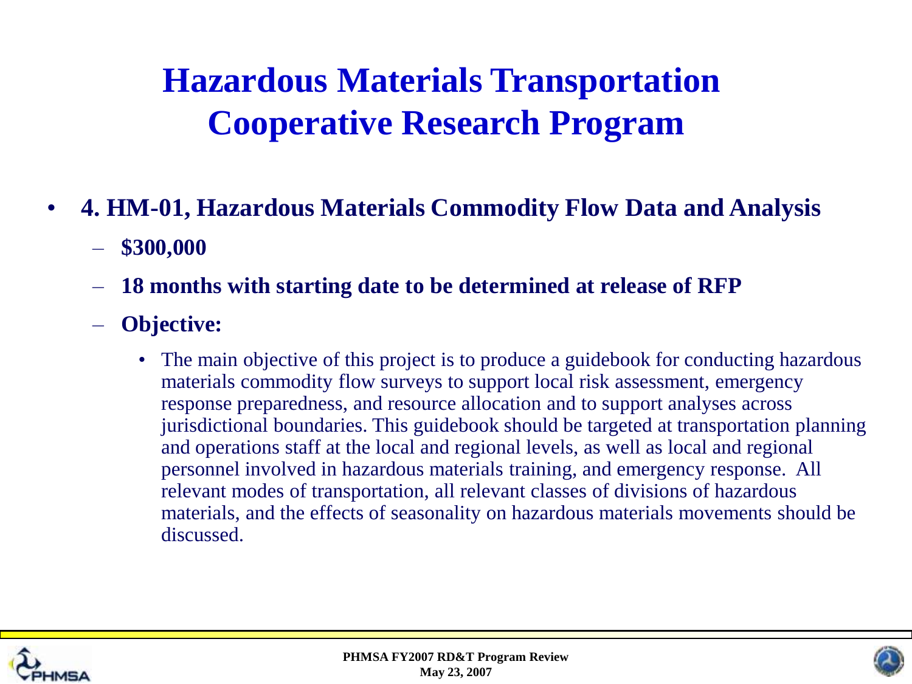# Hazardous Materials Transportation Cooperative Research Program

- **4. HM-01, Hazardous Materials Commodity Flow Data and Analysis**
  - **$300,000**
  - **18 months with starting date to be determined at release of RFP**
  - **Objective:**
    - The main objective of this project is to produce a guidebook for conducting hazardous materials commodity flow surveys to support local risk assessment, emergency response preparedness, and resource allocation and to support analyses across jurisdictional boundaries. This guidebook should be targeted at transportation planning and operations staff at the local and regional levels, as well as local and regional personnel involved in hazardous materials training, and emergency response. All relevant modes of transportation, all relevant classes of divisions of hazardous materials, and the effects of seasonality on hazardous materials movements should be discussed.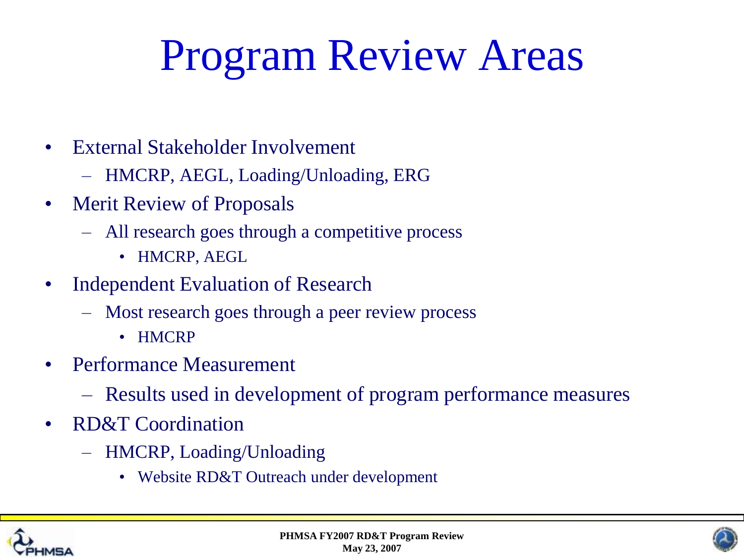# Program Review Areas

- External Stakeholder Involvement
  - HMCRP, AEGL, Loading/Unloading, ERG
- Merit Review of Proposals
  - All research goes through a competitive process
    - HMCRP, AEGL
- Independent Evaluation of Research
  - Most research goes through a peer review process
    - HMCRP
- Performance Measurement
  - Results used in development of program performance measures
- RD&T Coordination
  - HMCRP, Loading/Unloading
    - Website RD&T Outreach under development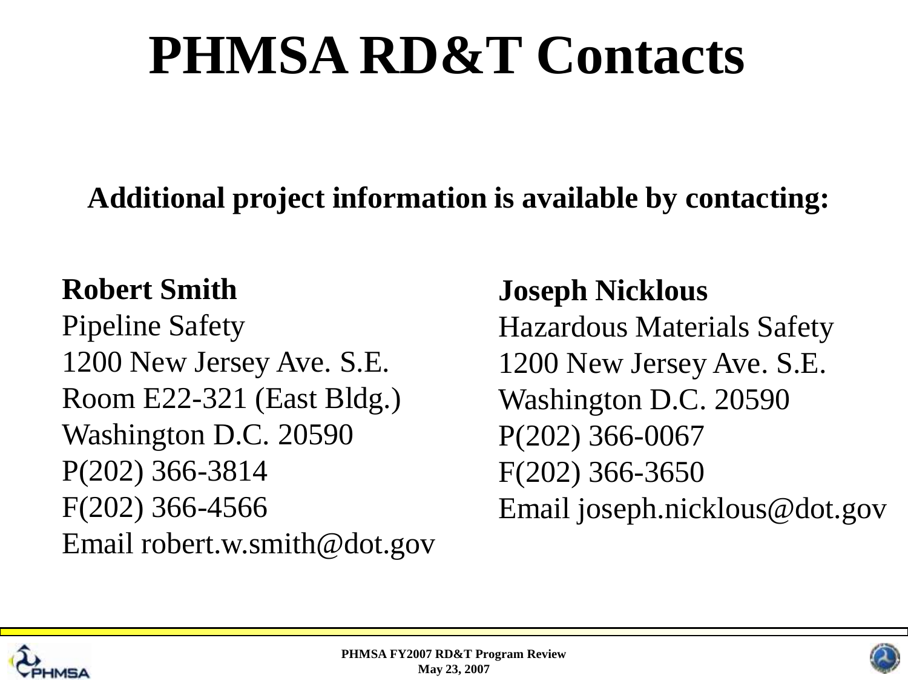# PHMSA RD&T Contacts

**Additional project information is available by contacting:**

**Robert Smith**
Pipeline Safety
1200 New Jersey Ave. S.E.
Room E22-321 (East Bldg.)
Washington D.C. 20590
P(202) 366-3814
F(202) 366-4566
Email robert.w.smith@dot.gov

**Joseph Nicklous**
Hazardous Materials Safety
1200 New Jersey Ave. S.E.
Washington D.C. 20590
P(202) 366-0067
F(202) 366-3650
Email joseph.nicklous@dot.gov